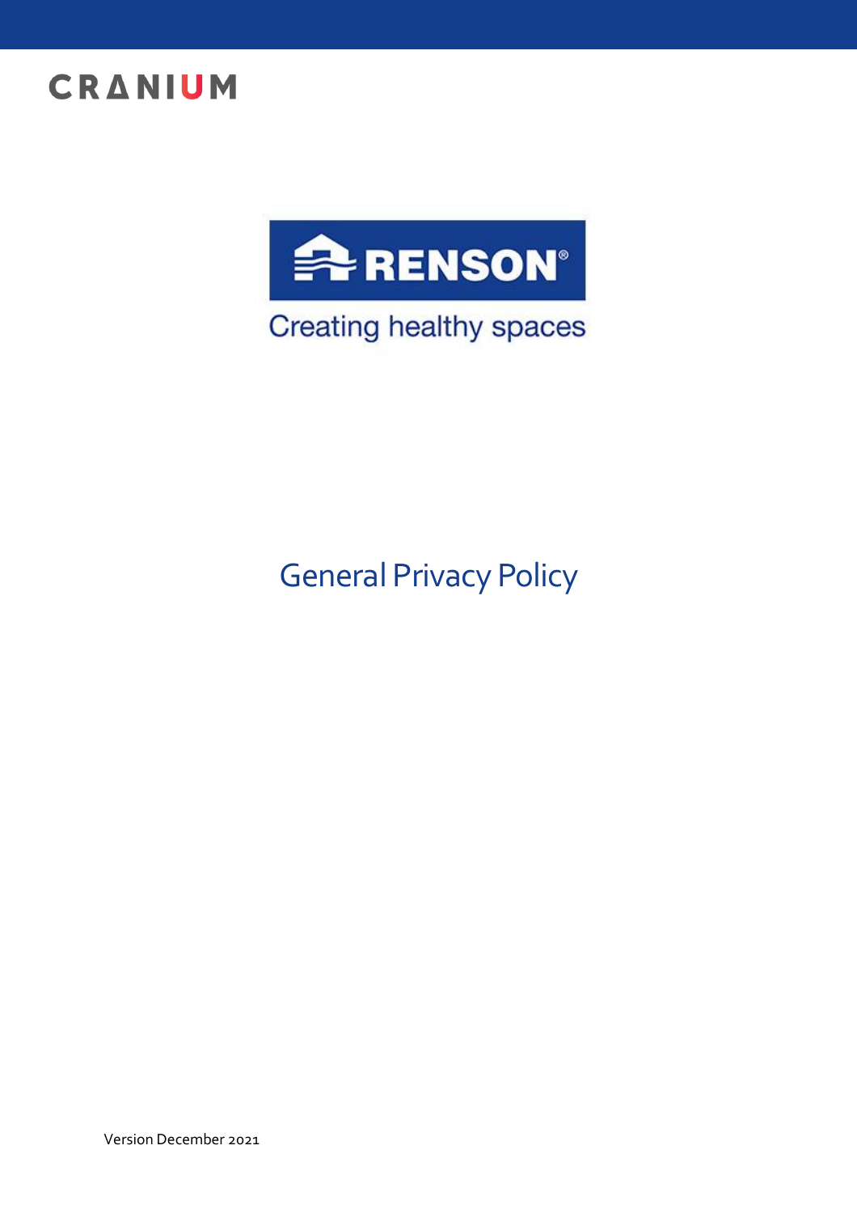CRANIUM

RENSON®

Creating healthy spaces

# General Privacy Policy

Version December 2021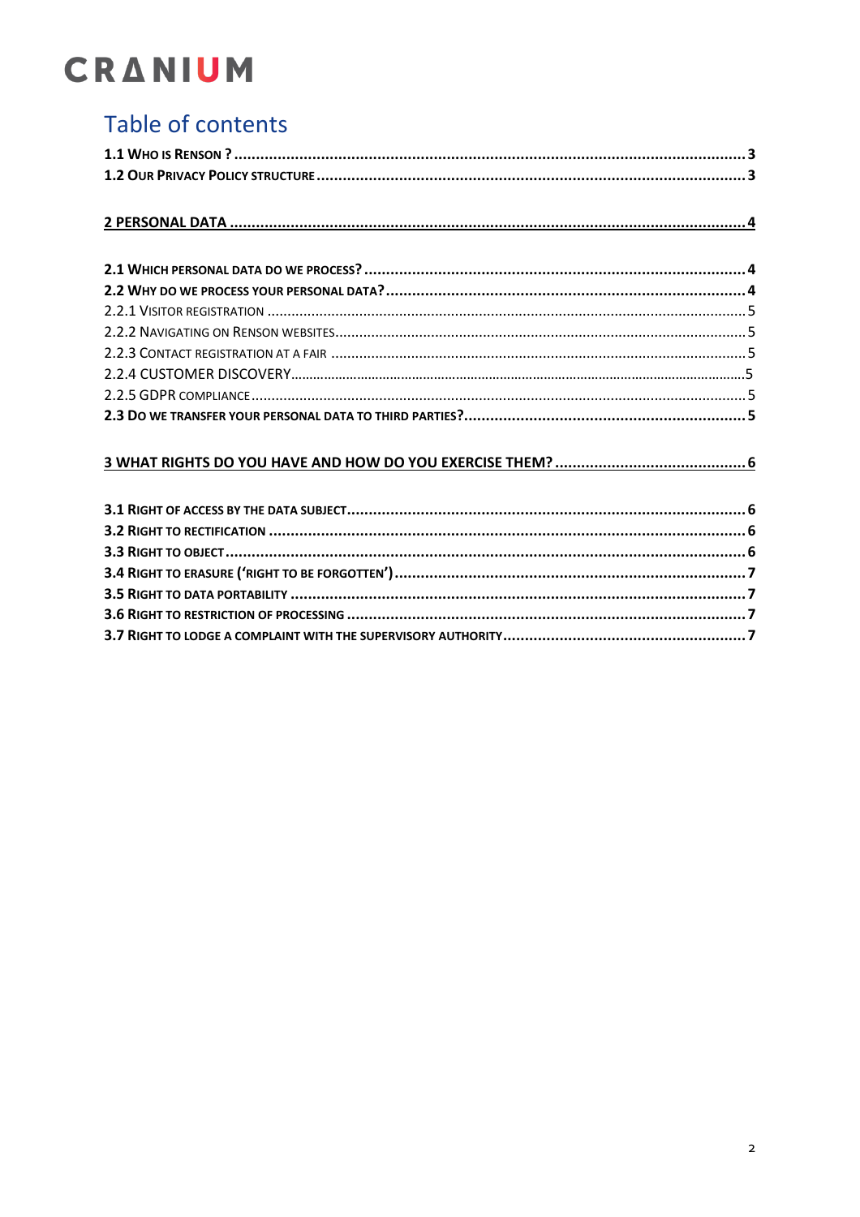CRANIUM

# Table of contents

**1.1 Who is Renson ?** ..... 3
**1.2 Our Privacy Policy structure** ..... 3

**2 PERSONAL DATA** ..... 4

**2.1 Which personal data do we process?** ..... 4
**2.2 Why do we process your personal data?** ..... 4
2.2.1 Visitor registration ..... 5
2.2.2 Navigating on Renson websites ..... 5
2.2.3 Contact registration at a fair ..... 5
2.2.4 CUSTOMER DISCOVERY ..... 5
2.2.5 GDPR compliance ..... 5
**2.3 Do we transfer your personal data to third parties?** ..... 5

**3 WHAT RIGHTS DO YOU HAVE AND HOW DO YOU EXERCISE THEM?** ..... 6

**3.1 Right of access by the data subject** ..... 6
**3.2 Right to rectification** ..... 6
**3.3 Right to object** ..... 6
**3.4 Right to erasure ('right to be forgotten')** ..... 7
**3.5 Right to data portability** ..... 7
**3.6 Right to restriction of processing** ..... 7
**3.7 Right to lodge a complaint with the supervisory authority** ..... 7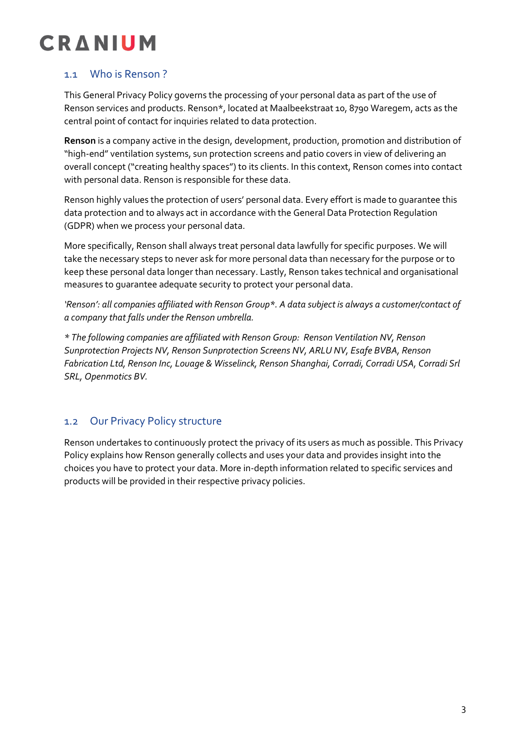## 1.1 Who is Renson ?

This General Privacy Policy governs the processing of your personal data as part of the use of Renson services and products. Renson*, located at Maalbeekstraat 10, 8790 Waregem, acts as the central point of contact for inquiries related to data protection.

**Renson** is a company active in the design, development, production, promotion and distribution of "high-end" ventilation systems, sun protection screens and patio covers in view of delivering an overall concept ("creating healthy spaces") to its clients. In this context, Renson comes into contact with personal data. Renson is responsible for these data.

Renson highly values the protection of users' personal data. Every effort is made to guarantee this data protection and to always act in accordance with the General Data Protection Regulation (GDPR) when we process your personal data.

More specifically, Renson shall always treat personal data lawfully for specific purposes. We will take the necessary steps to never ask for more personal data than necessary for the purpose or to keep these personal data longer than necessary. Lastly, Renson takes technical and organisational measures to guarantee adequate security to protect your personal data.

*'Renson': all companies affiliated with Renson Group*. A data subject is always a customer/contact of a company that falls under the Renson umbrella.*

*\* The following companies are affiliated with Renson Group: Renson Ventilation NV, Renson Sunprotection Projects NV, Renson Sunprotection Screens NV, ARLU NV, Esafe BVBA, Renson Fabrication Ltd, Renson Inc, Louage & Wisselinck, Renson Shanghai, Corradi, Corradi USA, Corradi Srl SRL, Openmotics BV.*

## 1.2 Our Privacy Policy structure

Renson undertakes to continuously protect the privacy of its users as much as possible. This Privacy Policy explains how Renson generally collects and uses your data and provides insight into the choices you have to protect your data. More in-depth information related to specific services and products will be provided in their respective privacy policies.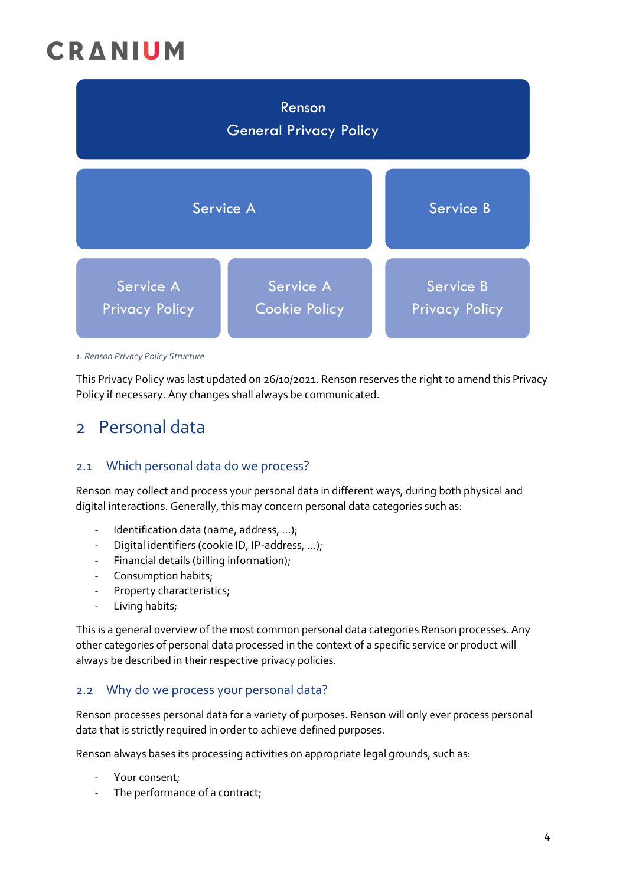| Renson General Privacy Policy | | |
| --- | --- | --- |
| Service A | | Service B |
| Service A Privacy Policy | Service A Cookie Policy | Service B Privacy Policy |

*1. Renson Privacy Policy Structure*

This Privacy Policy was last updated on 26/10/2021. Renson reserves the right to amend this Privacy Policy if necessary. Any changes shall always be communicated.

# 2 Personal data

## 2.1 Which personal data do we process?

Renson may collect and process your personal data in different ways, during both physical and digital interactions. Generally, this may concern personal data categories such as:

- Identification data (name, address, ...);
- Digital identifiers (cookie ID, IP-address, ...);
- Financial details (billing information);
- Consumption habits;
- Property characteristics;
- Living habits;

This is a general overview of the most common personal data categories Renson processes. Any other categories of personal data processed in the context of a specific service or product will always be described in their respective privacy policies.

## 2.2 Why do we process your personal data?

Renson processes personal data for a variety of purposes. Renson will only ever process personal data that is strictly required in order to achieve defined purposes.

Renson always bases its processing activities on appropriate legal grounds, such as:

- Your consent;
- The performance of a contract;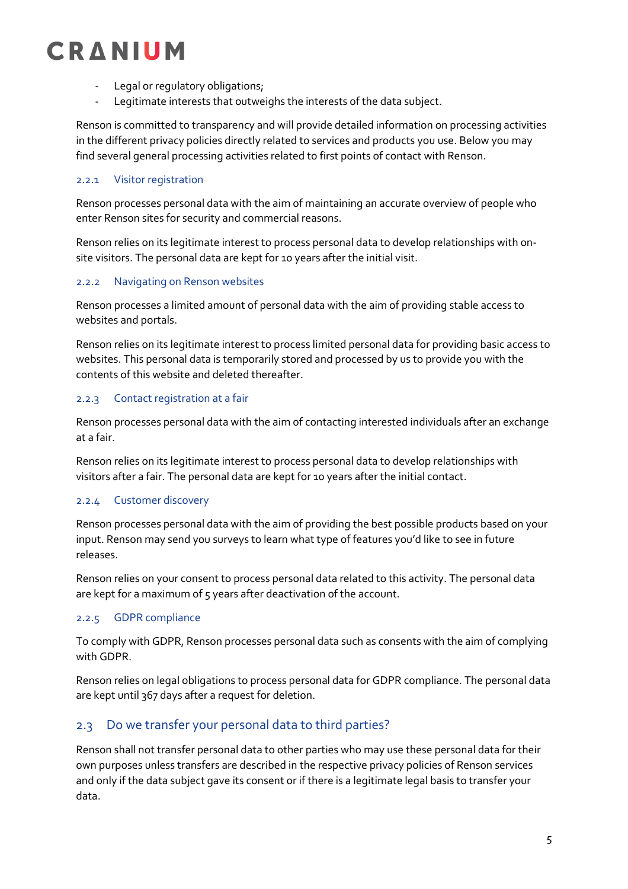- Legal or regulatory obligations;
- Legitimate interests that outweighs the interests of the data subject.

Renson is committed to transparency and will provide detailed information on processing activities in the different privacy policies directly related to services and products you use. Below you may find several general processing activities related to first points of contact with Renson.

### 2.2.1 Visitor registration

Renson processes personal data with the aim of maintaining an accurate overview of people who enter Renson sites for security and commercial reasons.

Renson relies on its legitimate interest to process personal data to develop relationships with on-site visitors. The personal data are kept for 10 years after the initial visit.

### 2.2.2 Navigating on Renson websites

Renson processes a limited amount of personal data with the aim of providing stable access to websites and portals.

Renson relies on its legitimate interest to process limited personal data for providing basic access to websites. This personal data is temporarily stored and processed by us to provide you with the contents of this website and deleted thereafter.

### 2.2.3 Contact registration at a fair

Renson processes personal data with the aim of contacting interested individuals after an exchange at a fair.

Renson relies on its legitimate interest to process personal data to develop relationships with visitors after a fair. The personal data are kept for 10 years after the initial contact.

### 2.2.4 Customer discovery

Renson processes personal data with the aim of providing the best possible products based on your input. Renson may send you surveys to learn what type of features you'd like to see in future releases.

Renson relies on your consent to process personal data related to this activity. The personal data are kept for a maximum of 5 years after deactivation of the account.

### 2.2.5 GDPR compliance

To comply with GDPR, Renson processes personal data such as consents with the aim of complying with GDPR.

Renson relies on legal obligations to process personal data for GDPR compliance. The personal data are kept until 367 days after a request for deletion.

## 2.3 Do we transfer your personal data to third parties?

Renson shall not transfer personal data to other parties who may use these personal data for their own purposes unless transfers are described in the respective privacy policies of Renson services and only if the data subject gave its consent or if there is a legitimate legal basis to transfer your data.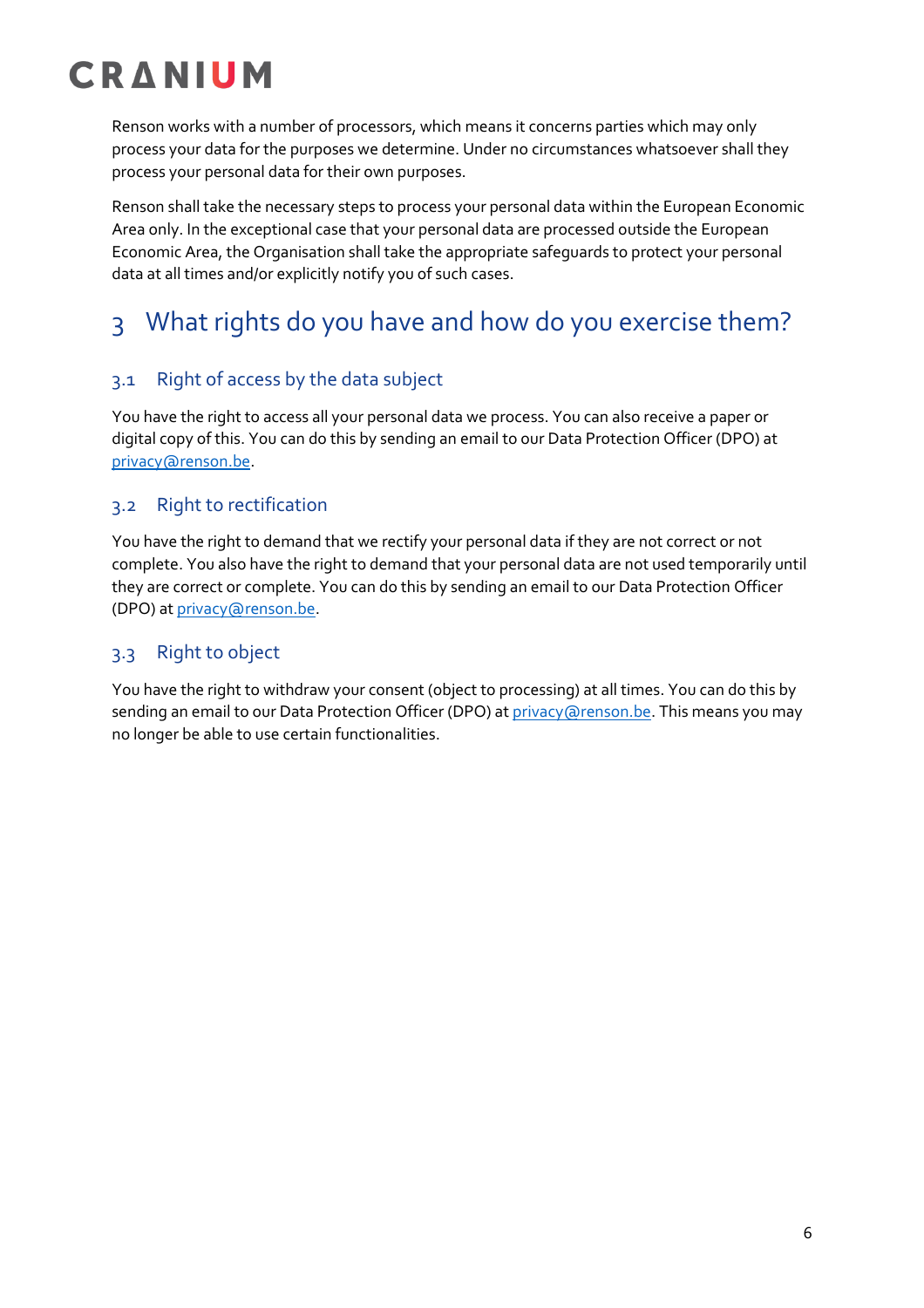Renson works with a number of processors, which means it concerns parties which may only process your data for the purposes we determine. Under no circumstances whatsoever shall they process your personal data for their own purposes.

Renson shall take the necessary steps to process your personal data within the European Economic Area only. In the exceptional case that your personal data are processed outside the European Economic Area, the Organisation shall take the appropriate safeguards to protect your personal data at all times and/or explicitly notify you of such cases.

# 3 What rights do you have and how do you exercise them?

## 3.1 Right of access by the data subject

You have the right to access all your personal data we process. You can also receive a paper or digital copy of this. You can do this by sending an email to our Data Protection Officer (DPO) at privacy@renson.be.

## 3.2 Right to rectification

You have the right to demand that we rectify your personal data if they are not correct or not complete. You also have the right to demand that your personal data are not used temporarily until they are correct or complete. You can do this by sending an email to our Data Protection Officer (DPO) at privacy@renson.be.

## 3.3 Right to object

You have the right to withdraw your consent (object to processing) at all times. You can do this by sending an email to our Data Protection Officer (DPO) at privacy@renson.be. This means you may no longer be able to use certain functionalities.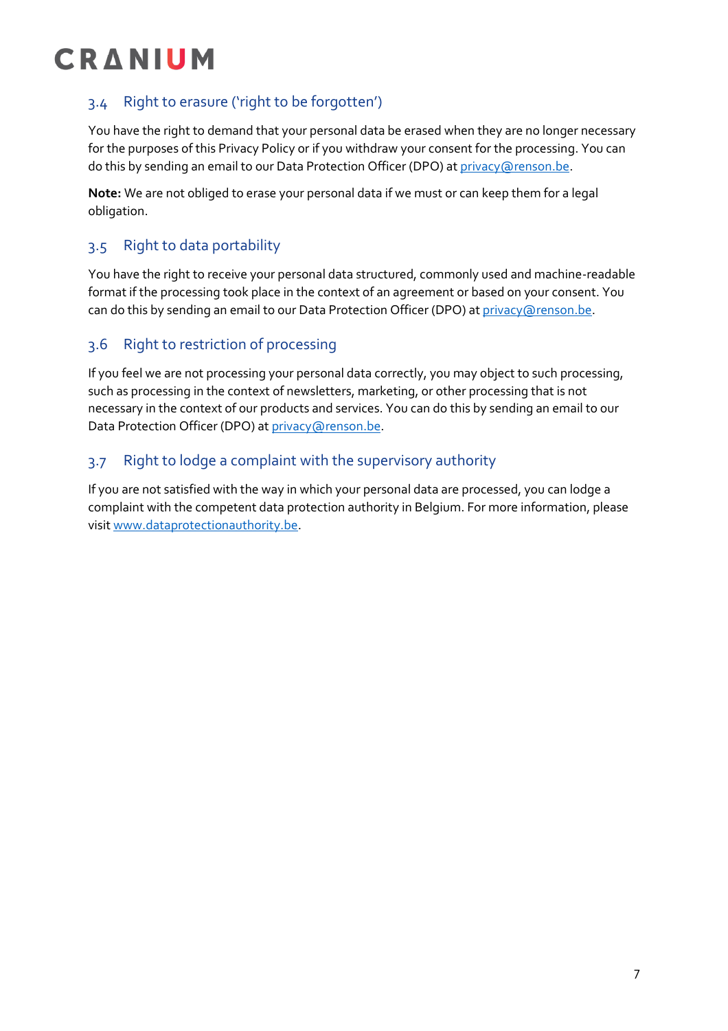### 3.4 Right to erasure ('right to be forgotten')

You have the right to demand that your personal data be erased when they are no longer necessary for the purposes of this Privacy Policy or if you withdraw your consent for the processing. You can do this by sending an email to our Data Protection Officer (DPO) at privacy@renson.be.

**Note:** We are not obliged to erase your personal data if we must or can keep them for a legal obligation.

### 3.5 Right to data portability

You have the right to receive your personal data structured, commonly used and machine-readable format if the processing took place in the context of an agreement or based on your consent. You can do this by sending an email to our Data Protection Officer (DPO) at privacy@renson.be.

### 3.6 Right to restriction of processing

If you feel we are not processing your personal data correctly, you may object to such processing, such as processing in the context of newsletters, marketing, or other processing that is not necessary in the context of our products and services. You can do this by sending an email to our Data Protection Officer (DPO) at privacy@renson.be.

### 3.7 Right to lodge a complaint with the supervisory authority

If you are not satisfied with the way in which your personal data are processed, you can lodge a complaint with the competent data protection authority in Belgium. For more information, please visit www.dataprotectionauthority.be.